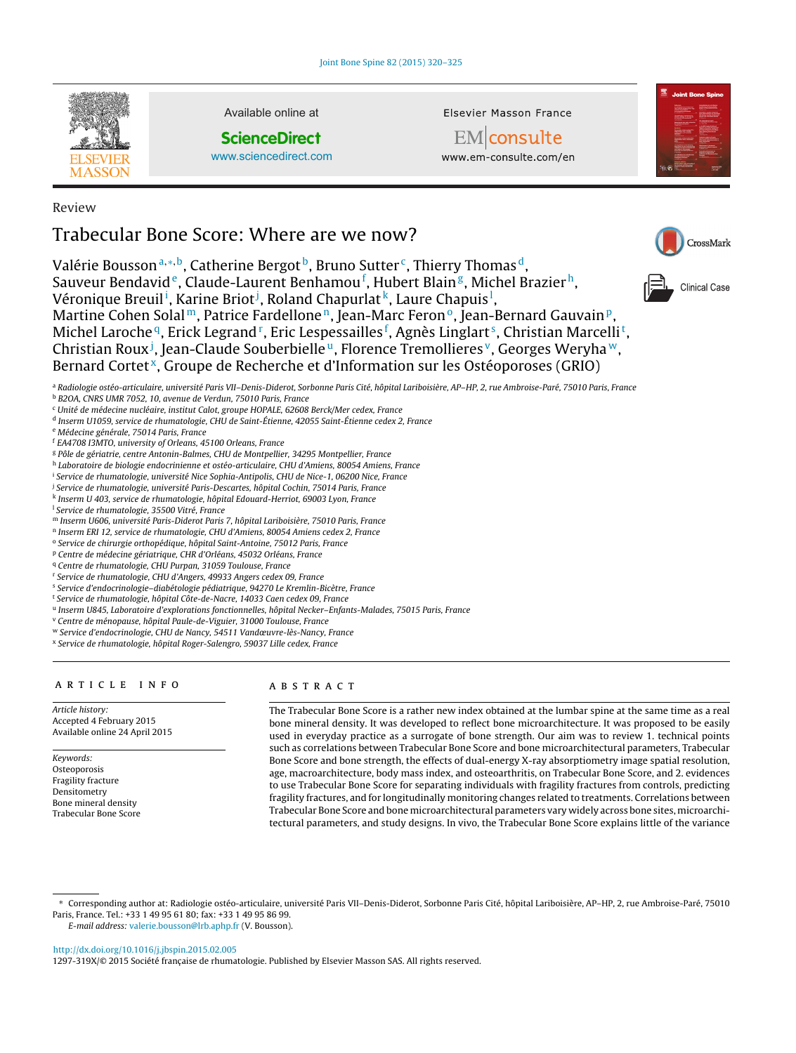Review

# Trabecular Bone Score: Where are we now?

Valérie Bousson[a,*,b], Catherine Bergot[b], Bruno Sutter[c], Thierry Thomas[d], Sauveur Bendavid[e], Claude-Laurent Benhamou[f], Hubert Blain[g], Michel Brazier[h], Véronique Breuil[i], Karine Briot[j], Roland Chapurlat[k], Laure Chapuis[l], Martine Cohen Solal[m], Patrice Fardellone[n], Jean-Marc Feron[o], Jean-Bernard Gauvain[p], Michel Laroche[q], Erick Legrand[r], Eric Lespessailles[f], Agnès Linglart[s], Christian Marcelli[t], Christian Roux[j], Jean-Claude Souberbielle[u], Florence Tremollieres[v], Georges Weryha[w], Bernard Cortet[x], Groupe de Recherche et d'Information sur les Ostéoporoses (GRIO)

[a] Radiologie ostéo-articulaire, université Paris VII–Denis-Diderot, Sorbonne Paris Cité, hôpital Lariboisière, AP–HP, 2, rue Ambroise-Paré, 75010 Paris, France
[b] B2OA, CNRS UMR 7052, 10, avenue de Verdun, 75010 Paris, France
[c] Unité de médecine nucléaire, institut Calot, groupe HOPALE, 62608 Berck/Mer cedex, France
[d] Inserm U1059, service de rhumatologie, CHU de Saint-Étienne, 42055 Saint-Étienne cedex 2, France
[e] Médecine générale, 75014 Paris, France
[f] EA4708 I3MTO, university of Orleans, 45100 Orleans, France
[g] Pôle de gériatrie, centre Antonin-Balmes, CHU de Montpellier, 34295 Montpellier, France
[h] Laboratoire de biologie endocrinienne et ostéo-articulaire, CHU d'Amiens, 80054 Amiens, France
[i] Service de rhumatologie, université Nice Sophia-Antipolis, CHU de Nice-1, 06200 Nice, France
[j] Service de rhumatologie, université Paris-Descartes, hôpital Cochin, 75014 Paris, France
[k] Inserm U 403, service de rhumatologie, hôpital Edouard-Herriot, 69003 Lyon, France
[l] Service de rhumatologie, 35500 Vitré, France
[m] Inserm U606, université Paris-Diderot Paris 7, hôpital Lariboisière, 75010 Paris, France
[n] Inserm ERI 12, service de rhumatologie, CHU d'Amiens, 80054 Amiens cedex 2, France
[o] Service de chirurgie orthopédique, hôpital Saint-Antoine, 75012 Paris, France
[p] Centre de médecine gériatrique, CHR d'Orléans, 45032 Orléans, France
[q] Centre de rhumatologie, CHU Purpan, 31059 Toulouse, France
[r] Service de rhumatologie, CHU d'Angers, 49933 Angers cedex 09, France
[s] Service d'endocrinologie–diabétologie pédiatrique, 94270 Le Kremlin-Bicètre, France
[t] Service de rhumatologie, hôpital Côte-de-Nacre, 14033 Caen cedex 09, France
[u] Inserm U845, Laboratoire d'explorations fonctionnelles, hôpital Necker–Enfants-Malades, 75015 Paris, France
[v] Centre de ménopause, hôpital Paule-de-Viguier, 31000 Toulouse, France
[w] Service d'endocrinologie, CHU de Nancy, 54511 Vandœuvre-lès-Nancy, France
[x] Service de rhumatologie, hôpital Roger-Salengro, 59037 Lille cedex, France

## ARTICLE INFO

*Article history:*
Accepted 4 February 2015
Available online 24 April 2015

*Keywords:*
Osteoporosis
Fragility fracture
Densitometry
Bone mineral density
Trabecular Bone Score

## ABSTRACT

The Trabecular Bone Score is a rather new index obtained at the lumbar spine at the same time as a real bone mineral density. It was developed to reflect bone microarchitecture. It was proposed to be easily used in everyday practice as a surrogate of bone strength. Our aim was to review 1. technical points such as correlations between Trabecular Bone Score and bone microarchitectural parameters, Trabecular Bone Score and bone strength, the effects of dual-energy X-ray absorptiometry image spatial resolution, age, macroarchitecture, body mass index, and osteoarthritis, on Trabecular Bone Score, and 2. evidences to use Trabecular Bone Score for separating individuals with fragility fractures from controls, predicting fragility fractures, and for longitudinally monitoring changes related to treatments. Correlations between Trabecular Bone Score and bone microarchitectural parameters vary widely across bone sites, microarchitectural parameters, and study designs. In vivo, the Trabecular Bone Score explains little of the variance

* Corresponding author at: Radiologie ostéo-articulaire, université Paris VII–Denis-Diderot, Sorbonne Paris Cité, hôpital Lariboisière, AP–HP, 2, rue Ambroise-Paré, 75010 Paris, France. Tel.: +33 1 49 95 61 80; fax: +33 1 49 95 86 99.
*E-mail address:* valerie.bousson@lrb.aphp.fr (V. Bousson).

http://dx.doi.org/10.1016/j.jbspin.2015.02.005
1297-319X/© 2015 Société française de rhumatologie. Published by Elsevier Masson SAS. All rights reserved.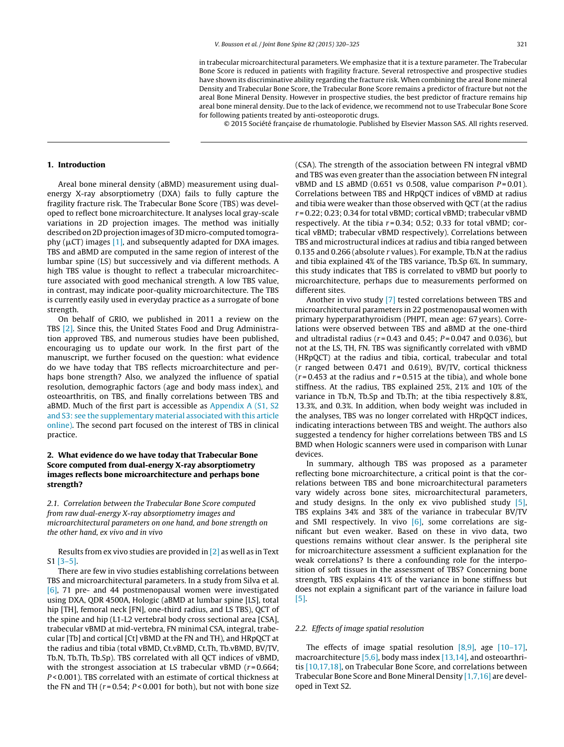in trabecular microarchitectural parameters. We emphasize that it is a texture parameter. The Trabecular Bone Score is reduced in patients with fragility fracture. Several retrospective and prospective studies have shown its discriminative ability regarding the fracture risk. When combining the areal Bone mineral Density and Trabecular Bone Score, the Trabecular Bone Score remains a predictor of fracture but not the areal Bone Mineral Density. However in prospective studies, the best predictor of fracture remains hip areal bone mineral density. Due to the lack of evidence, we recommend not to use Trabecular Bone Score for following patients treated by anti-osteoporotic drugs.

© 2015 Société française de rhumatologie. Published by Elsevier Masson SAS. All rights reserved.

## 1. Introduction

Areal bone mineral density (aBMD) measurement using dual-energy X-ray absorptiometry (DXA) fails to fully capture the fragility fracture risk. The Trabecular Bone Score (TBS) was developed to reflect bone microarchitecture. It analyses local gray-scale variations in 2D projection images. The method was initially described on 2D projection images of 3D micro-computed tomography (μCT) images [1], and subsequently adapted for DXA images. TBS and aBMD are computed in the same region of interest of the lumbar spine (LS) but successively and via different methods. A high TBS value is thought to reflect a trabecular microarchitecture associated with good mechanical strength. A low TBS value, in contrast, may indicate poor-quality microarchitecture. The TBS is currently easily used in everyday practice as a surrogate of bone strength.

On behalf of GRIO, we published in 2011 a review on the TBS [2]. Since this, the United States Food and Drug Administration approved TBS, and numerous studies have been published, encouraging us to update our work. In the first part of the manuscript, we further focused on the question: what evidence do we have today that TBS reflects microarchitecture and perhaps bone strength? Also, we analyzed the influence of spatial resolution, demographic factors (age and body mass index), and osteoarthritis, on TBS, and finally correlations between TBS and aBMD. Much of the first part is accessible as Appendix A (S1, S2 and S3: see the supplementary material associated with this article online). The second part focused on the interest of TBS in clinical practice.

## 2. What evidence do we have today that Trabecular Bone Score computed from dual-energy X-ray absorptiometry images reflects bone microarchitecture and perhaps bone strength?

### 2.1. Correlation between the Trabecular Bone Score computed from raw dual-energy X-ray absorptiometry images and microarchitectural parameters on one hand, and bone strength on the other hand, ex vivo and in vivo

Results from ex vivo studies are provided in [2] as well as in Text S1 [3–5].

There are few in vivo studies establishing correlations between TBS and microarchitectural parameters. In a study from Silva et al. [6], 71 pre- and 44 postmenopausal women were investigated using DXA, QDR 4500A, Hologic (aBMD at lumbar spine [LS], total hip [TH], femoral neck [FN], one-third radius, and LS TBS), QCT of the spine and hip (L1-L2 vertebral body cross sectional area [CSA], trabecular vBMD at mid-vertebra, FN minimal CSA, integral, trabecular [Tb] and cortical [Ct] vBMD at the FN and TH), and HRpQCT at the radius and tibia (total vBMD, Ct.vBMD, Ct.Th, Tb.vBMD, BV/TV, Tb.N, Tb.Th, Tb.Sp). TBS correlated with all QCT indices of vBMD, with the strongest association at LS trabecular vBMD ($r = 0.664$; $P < 0.001$). TBS correlated with an estimate of cortical thickness at the FN and TH ($r = 0.54$; $P < 0.001$ for both), but not with bone size (CSA). The strength of the association between FN integral vBMD and TBS was even greater than the association between FN integral vBMD and LS aBMD (0.651 vs 0.508, value comparison $P = 0.01$). Correlations between TBS and HRpQCT indices of vBMD at radius and tibia were weaker than those observed with QCT (at the radius $r = 0.22$; 0.23; 0.34 for total vBMD; cortical vBMD; trabecular vBMD respectively. At the tibia $r = 0.34$; 0.52; 0.33 for total vBMD; cortical vBMD; trabecular vBMD respectively). Correlations between TBS and microstructural indices at radius and tibia ranged between 0.135 and 0.266 (absolute $r$ values). For example, Tb.N at the radius and tibia explained 4% of the TBS variance, Tb.Sp 6%. In summary, this study indicates that TBS is correlated to vBMD but poorly to microarchitecture, perhaps due to measurements performed on different sites.

Another in vivo study [7] tested correlations between TBS and microarchitectural parameters in 22 postmenopausal women with primary hyperparathyroidism (PHPT, mean age: 67 years). Correlations were observed between TBS and aBMD at the one-third and ultradistal radius ($r = 0.43$ and 0.45; $P = 0.047$ and 0.036), but not at the LS, TH, FN. TBS was significantly correlated with vBMD (HRpQCT) at the radius and tibia, cortical, trabecular and total ($r$ ranged between 0.471 and 0.619), BV/TV, cortical thickness ($r = 0.453$ at the radius and $r = 0.515$ at the tibia), and whole bone stiffness. At the radius, TBS explained 25%, 21% and 10% of the variance in Tb.N, Tb.Sp and Tb.Th; at the tibia respectively 8.8%, 13.3%, and 0.3%. In addition, when body weight was included in the analyses, TBS was no longer correlated with HRpQCT indices, indicating interactions between TBS and weight. The authors also suggested a tendency for higher correlations between TBS and LS BMD when Hologic scanners were used in comparison with Lunar devices.

In summary, although TBS was proposed as a parameter reflecting bone microarchitecture, a critical point is that the correlations between TBS and bone microarchitectural parameters vary widely across bone sites, microarchitectural parameters, and study designs. In the only ex vivo published study [5], TBS explains 34% and 38% of the variance in trabecular BV/TV and SMI respectively. In vivo [6], some correlations are significant but even weaker. Based on these in vivo data, two questions remains without clear answer. Is the peripheral site for microarchitecture assessment a sufficient explanation for the weak correlations? Is there a confounding role for the interposition of soft tissues in the assessment of TBS? Concerning bone strength, TBS explains 41% of the variance in bone stiffness but does not explain a significant part of the variance in failure load [5].

### 2.2. Effects of image spatial resolution

The effects of image spatial resolution [8,9], age [10–17], macroarchitecture [5,6], body mass index [13,14], and osteoarthritis [10,17,18], on Trabecular Bone Score, and correlations between Trabecular Bone Score and Bone Mineral Density [1,7,16] are developed in Text S2.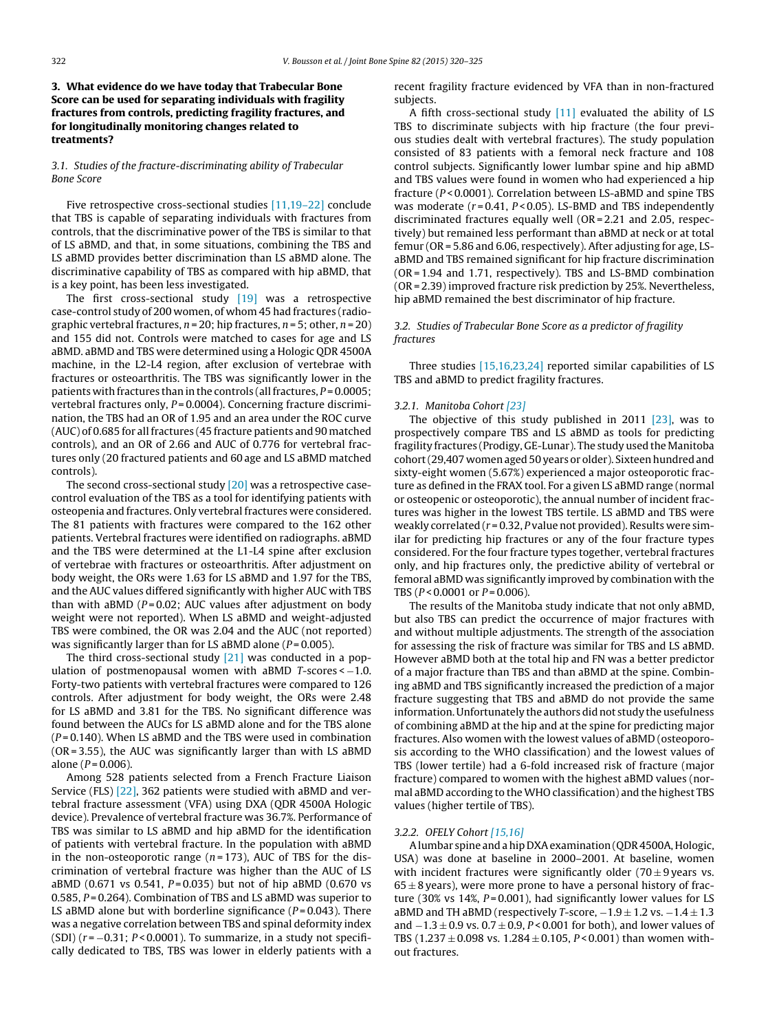## 3. What evidence do we have today that Trabecular Bone Score can be used for separating individuals with fragility fractures from controls, predicting fragility fractures, and for longitudinally monitoring changes related to treatments?

### 3.1. Studies of the fracture-discriminating ability of Trabecular Bone Score

Five retrospective cross-sectional studies [11,19–22] conclude that TBS is capable of separating individuals with fractures from controls, that the discriminative power of the TBS is similar to that of LS aBMD, and that, in some situations, combining the TBS and LS aBMD provides better discrimination than LS aBMD alone. The discriminative capability of TBS as compared with hip aBMD, that is a key point, has been less investigated.

The first cross-sectional study [19] was a retrospective case-control study of 200 women, of whom 45 had fractures (radiographic vertebral fractures, $n = 20$; hip fractures, $n = 5$; other, $n = 20$) and 155 did not. Controls were matched to cases for age and LS aBMD. aBMD and TBS were determined using a Hologic QDR 4500A machine, in the L2-L4 region, after exclusion of vertebrae with fractures or osteoarthritis. The TBS was significantly lower in the patients with fractures than in the controls (all fractures, $P = 0.0005$; vertebral fractures only, $P = 0.0004$). Concerning fracture discrimination, the TBS had an OR of 1.95 and an area under the ROC curve (AUC) of 0.685 for all fractures (45 fracture patients and 90 matched controls), and an OR of 2.66 and AUC of 0.776 for vertebral fractures only (20 fractured patients and 60 age and LS aBMD matched controls).

The second cross-sectional study [20] was a retrospective case-control evaluation of the TBS as a tool for identifying patients with osteopenia and fractures. Only vertebral fractures were considered. The 81 patients with fractures were compared to the 162 other patients. Vertebral fractures were identified on radiographs. aBMD and the TBS were determined at the L1-L4 spine after exclusion of vertebrae with fractures or osteoarthritis. After adjustment on body weight, the ORs were 1.63 for LS aBMD and 1.97 for the TBS, and the AUC values differed significantly with higher AUC with TBS than with aBMD ($P = 0.02$; AUC values after adjustment on body weight were not reported). When LS aBMD and weight-adjusted TBS were combined, the OR was 2.04 and the AUC (not reported) was significantly larger than for LS aBMD alone ($P = 0.005$).

The third cross-sectional study [21] was conducted in a population of postmenopausal women with aBMD $T$-scores < −1.0. Forty-two patients with vertebral fractures were compared to 126 controls. After adjustment for body weight, the ORs were 2.48 for LS aBMD and 3.81 for the TBS. No significant difference was found between the AUCs for LS aBMD alone and for the TBS alone ($P = 0.140$). When LS aBMD and the TBS were used in combination (OR = 3.55), the AUC was significantly larger than with LS aBMD alone ($P = 0.006$).

Among 528 patients selected from a French Fracture Liaison Service (FLS) [22], 362 patients were studied with aBMD and vertebral fracture assessment (VFA) using DXA (QDR 4500A Hologic device). Prevalence of vertebral fracture was 36.7%. Performance of TBS was similar to LS aBMD and hip aBMD for the identification of patients with vertebral fracture. In the population with aBMD in the non-osteoporotic range ($n = 173$), AUC of TBS for the discrimination of vertebral fracture was higher than the AUC of LS aBMD (0.671 vs 0.541, $P = 0.035$) but not of hip aBMD (0.670 vs 0.585, $P = 0.264$). Combination of TBS and LS aBMD was superior to LS aBMD alone but with borderline significance ($P = 0.043$). There was a negative correlation between TBS and spinal deformity index (SDI) ($r = -0.31$; $P < 0.0001$). To summarize, in a study not specifically dedicated to TBS, TBS was lower in elderly patients with a recent fragility fracture evidenced by VFA than in non-fractured subjects.

A fifth cross-sectional study [11] evaluated the ability of LS TBS to discriminate subjects with hip fracture (the four previous studies dealt with vertebral fractures). The study population consisted of 83 patients with a femoral neck fracture and 108 control subjects. Significantly lower lumbar spine and hip aBMD and TBS values were found in women who had experienced a hip fracture ($P < 0.0001$). Correlation between LS-aBMD and spine TBS was moderate ($r = 0.41$, $P < 0.05$). LS-BMD and TBS independently discriminated fractures equally well (OR = 2.21 and 2.05, respectively) but remained less performant than aBMD at neck or at total femur (OR = 5.86 and 6.06, respectively). After adjusting for age, LS-aBMD and TBS remained significant for hip fracture discrimination (OR = 1.94 and 1.71, respectively). TBS and LS-BMD combination (OR = 2.39) improved fracture risk prediction by 25%. Nevertheless, hip aBMD remained the best discriminator of hip fracture.

### 3.2. Studies of Trabecular Bone Score as a predictor of fragility fractures

Three studies [15,16,23,24] reported similar capabilities of LS TBS and aBMD to predict fragility fractures.

#### 3.2.1. Manitoba Cohort [23]

The objective of this study published in 2011 [23], was to prospectively compare TBS and LS aBMD as tools for predicting fragility fractures (Prodigy, GE-Lunar). The study used the Manitoba cohort (29,407 women aged 50 years or older). Sixteen hundred and sixty-eight women (5.67%) experienced a major osteoporotic fracture as defined in the FRAX tool. For a given LS aBMD range (normal or osteopenic or osteoporotic), the annual number of incident fractures was higher in the lowest TBS tertile. LS aBMD and TBS were weakly correlated ($r = 0.32$, $P$ value not provided). Results were similar for predicting hip fractures or any of the four fracture types considered. For the four fracture types together, vertebral fractures only, and hip fractures only, the predictive ability of vertebral or femoral aBMD was significantly improved by combination with the TBS ($P < 0.0001$ or $P = 0.006$).

The results of the Manitoba study indicate that not only aBMD, but also TBS can predict the occurrence of major fractures with and without multiple adjustments. The strength of the association for assessing the risk of fracture was similar for TBS and LS aBMD. However aBMD both at the total hip and FN was a better predictor of a major fracture than TBS and than aBMD at the spine. Combining aBMD and TBS significantly increased the prediction of a major fracture suggesting that TBS and aBMD do not provide the same information. Unfortunately the authors did not study the usefulness of combining aBMD at the hip and at the spine for predicting major fractures. Also women with the lowest values of aBMD (osteoporosis according to the WHO classification) and the lowest values of TBS (lower tertile) had a 6-fold increased risk of fracture (major fracture) compared to women with the highest aBMD values (normal aBMD according to the WHO classification) and the highest TBS values (higher tertile of TBS).

#### 3.2.2. OFELY Cohort [15,16]

A lumbar spine and a hip DXA examination (QDR 4500A, Hologic, USA) was done at baseline in 2000–2001. At baseline, women with incident fractures were significantly older (70 ± 9 years vs. 65 ± 8 years), were more prone to have a personal history of fracture (30% vs 14%, $P = 0.001$), had significantly lower values for LS aBMD and TH aBMD (respectively $T$-score, −1.9 ± 1.2 vs. −1.4 ± 1.3 and −1.3 ± 0.9 vs. 0.7 ± 0.9, $P < 0.001$ for both), and lower values of TBS (1.237 ± 0.098 vs. 1.284 ± 0.105, $P < 0.001$) than women without fractures.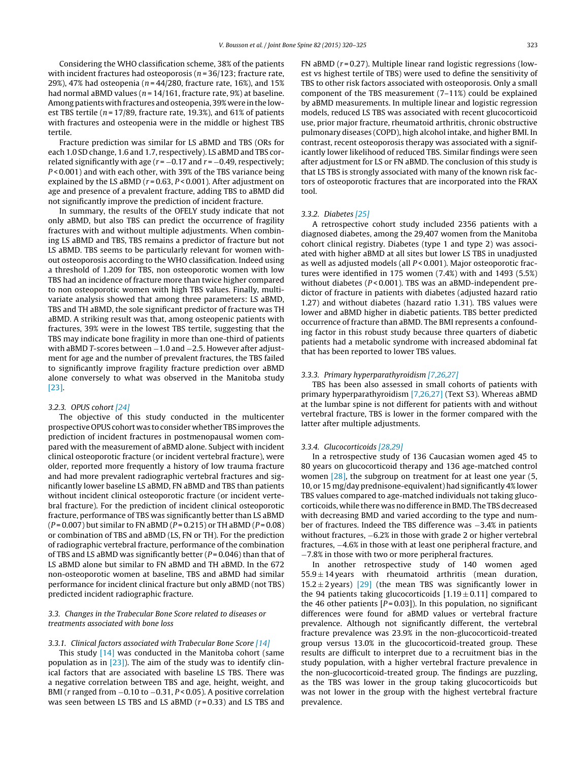Considering the WHO classification scheme, 38% of the patients with incident fractures had osteoporosis ($n = 36/123$; fracture rate, 29%), 47% had osteopenia ($n = 44/280$, fracture rate, 16%), and 15% had normal aBMD values ($n = 14/161$, fracture rate, 9%) at baseline. Among patients with fractures and osteopenia, 39% were in the lowest TBS tertile ($n = 17/89$, fracture rate, 19.3%), and 61% of patients with fractures and osteopenia were in the middle or highest TBS tertile.

Fracture prediction was similar for LS aBMD and TBS (ORs for each 1.0 SD change, 1.6 and 1.7, respectively). LS aBMD and TBS correlated significantly with age ($r = -0.17$ and $r = -0.49$, respectively; $P < 0.001$) and with each other, with 39% of the TBS variance being explained by the LS aBMD ($r = 0.63$, $P < 0.001$). After adjustment on age and presence of a prevalent fracture, adding TBS to aBMD did not significantly improve the prediction of incident fracture.

In summary, the results of the OFELY study indicate that not only aBMD, but also TBS can predict the occurrence of fragility fractures with and without multiple adjustments. When combining LS aBMD and TBS, TBS remains a predictor of fracture but not LS aBMD. TBS seems to be particularly relevant for women without osteoporosis according to the WHO classification. Indeed using a threshold of 1.209 for TBS, non osteoporotic women with low TBS had an incidence of fracture more than twice higher compared to non osteoporotic women with high TBS values. Finally, multivariate analysis showed that among three parameters: LS aBMD, TBS and TH aBMD, the sole significant predictor of fracture was TH aBMD. A striking result was that, among osteopenic patients with fractures, 39% were in the lowest TBS tertile, suggesting that the TBS may indicate bone fragility in more than one-third of patients with aBMD *T*-scores between −1.0 and −2.5. However after adjustment for age and the number of prevalent fractures, the TBS failed to significantly improve fragility fracture prediction over aBMD alone conversely to what was observed in the Manitoba study [23].

#### *3.2.3. OPUS cohort [24]*

The objective of this study conducted in the multicenter prospective OPUS cohort was to consider whether TBS improves the prediction of incident fractures in postmenopausal women compared with the measurement of aBMD alone. Subject with incident clinical osteoporotic fracture (or incident vertebral fracture), were older, reported more frequently a history of low trauma fracture and had more prevalent radiographic vertebral fractures and significantly lower baseline LS aBMD, FN aBMD and TBS than patients without incident clinical osteoporotic fracture (or incident vertebral fracture). For the prediction of incident clinical osteoporotic fracture, performance of TBS was significantly better than LS aBMD ($P = 0.007$) but similar to FN aBMD ($P = 0.215$) or TH aBMD ($P = 0.08$) or combination of TBS and aBMD (LS, FN or TH). For the prediction of radiographic vertebral fracture, performance of the combination of TBS and LS aBMD was significantly better ($P = 0.046$) than that of LS aBMD alone but similar to FN aBMD and TH aBMD. In the 672 non-osteoporotic women at baseline, TBS and aBMD had similar performance for incident clinical fracture but only aBMD (not TBS) predicted incident radiographic fracture.

### *3.3. Changes in the Trabecular Bone Score related to diseases or treatments associated with bone loss*

#### *3.3.1. Clinical factors associated with Trabecular Bone Score [14]*

This study [14] was conducted in the Manitoba cohort (same population as in [23]). The aim of the study was to identify clinical factors that are associated with baseline LS TBS. There was a negative correlation between TBS and age, height, weight, and BMI ($r$ ranged from −0.10 to −0.31, $P < 0.05$). A positive correlation was seen between LS TBS and LS aBMD ($r = 0.33$) and LS TBS and FN aBMD ($r = 0.27$). Multiple linear rand logistic regressions (lowest vs highest tertile of TBS) were used to define the sensitivity of TBS to other risk factors associated with osteoporosis. Only a small component of the TBS measurement (7–11%) could be explained by aBMD measurements. In multiple linear and logistic regression models, reduced LS TBS was associated with recent glucocorticoid use, prior major fracture, rheumatoid arthritis, chronic obstructive pulmonary diseases (COPD), high alcohol intake, and higher BMI. In contrast, recent osteoporosis therapy was associated with a significantly lower likelihood of reduced TBS. Similar findings were seen after adjustment for LS or FN aBMD. The conclusion of this study is that LS TBS is strongly associated with many of the known risk factors of osteoporotic fractures that are incorporated into the FRAX tool.

#### *3.3.2. Diabetes [25]*

A retrospective cohort study included 2356 patients with a diagnosed diabetes, among the 29,407 women from the Manitoba cohort clinical registry. Diabetes (type 1 and type 2) was associated with higher aBMD at all sites but lower LS TBS in unadjusted as well as adjusted models (all $P < 0.001$). Major osteoporotic fractures were identified in 175 women (7.4%) with and 1493 (5.5%) without diabetes ($P < 0.001$). TBS was an aBMD-independent predictor of fracture in patients with diabetes (adjusted hazard ratio 1.27) and without diabetes (hazard ratio 1.31). TBS values were lower and aBMD higher in diabetic patients. TBS better predicted occurrence of fracture than aBMD. The BMI represents a confounding factor in this robust study because three quarters of diabetic patients had a metabolic syndrome with increased abdominal fat that has been reported to lower TBS values.

#### *3.3.3. Primary hyperparathyroidism [7,26,27]*

TBS has been also assessed in small cohorts of patients with primary hyperparathyroidism [7,26,27] (Text S3). Whereas aBMD at the lumbar spine is not different for patients with and without vertebral fracture, TBS is lower in the former compared with the latter after multiple adjustments.

#### *3.3.4. Glucocorticoids [28,29]*

In a retrospective study of 136 Caucasian women aged 45 to 80 years on glucocorticoid therapy and 136 age-matched control women [28], the subgroup on treatment for at least one year (5, 10, or 15 mg/day prednisone-equivalent) had significantly 4% lower TBS values compared to age-matched individuals not taking glucocorticoids, while there was no difference in BMD. The TBS decreased with decreasing BMD and varied according to the type and number of fractures. Indeed the TBS difference was −3.4% in patients without fractures, −6.2% in those with grade 2 or higher vertebral fractures, −4.6% in those with at least one peripheral fracture, and −7.8% in those with two or more peripheral fractures.

In another retrospective study of 140 women aged 55.9 ± 14 years with rheumatoid arthritis (mean duration, 15.2 ± 2 years) [29] (the mean TBS was significantly lower in the 94 patients taking glucocorticoids [1.19 ± 0.11] compared to the 46 other patients [$P = 0.03$]). In this population, no significant differences were found for aBMD values or vertebral fracture prevalence. Although not significantly different, the vertebral fracture prevalence was 23.9% in the non-glucocorticoid-treated group versus 13.0% in the glucocorticoid-treated group. These results are difficult to interpret due to a recruitment bias in the study population, with a higher vertebral fracture prevalence in the non-glucocorticoid-treated group. The findings are puzzling, as the TBS was lower in the group taking glucocorticoids but was not lower in the group with the highest vertebral fracture prevalence.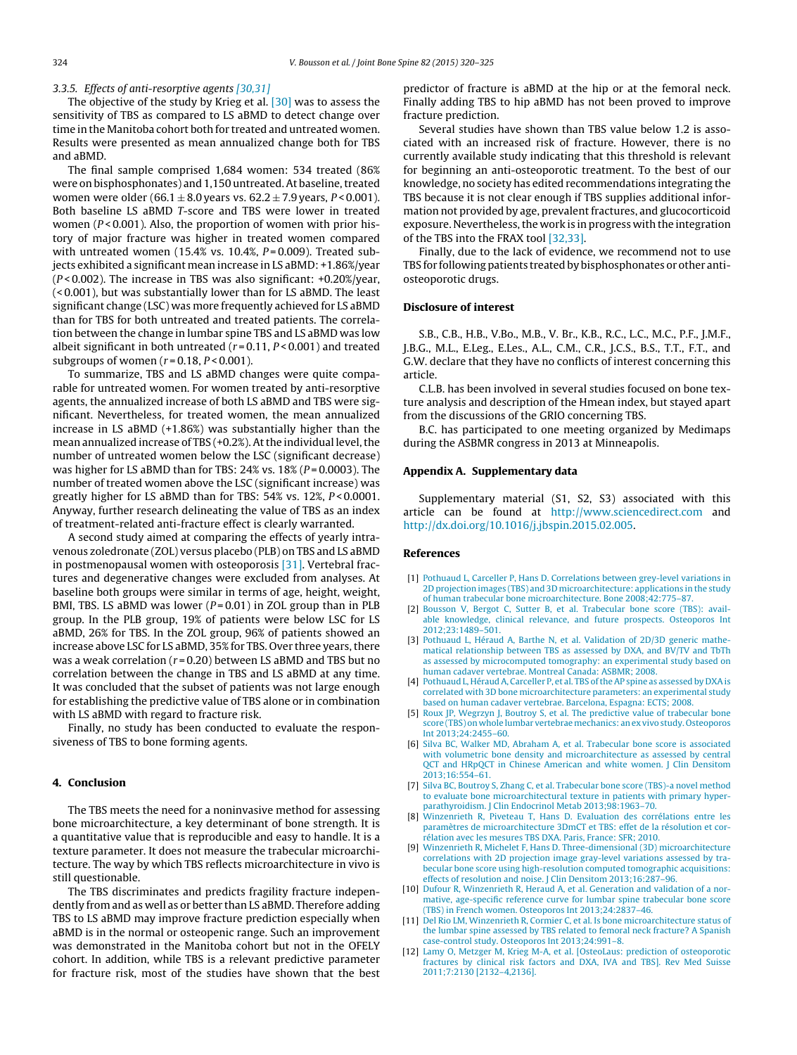### 3.3.5. Effects of anti-resorptive agents [30,31]

The objective of the study by Krieg et al. [30] was to assess the sensitivity of TBS as compared to LS aBMD to detect change over time in the Manitoba cohort both for treated and untreated women. Results were presented as mean annualized change both for TBS and aBMD.

The final sample comprised 1,684 women: 534 treated (86% were on bisphosphonates) and 1,150 untreated. At baseline, treated women were older (66.1 ± 8.0 years vs. 62.2 ± 7.9 years, $P < 0.001$). Both baseline LS aBMD *T*-score and TBS were lower in treated women ($P < 0.001$). Also, the proportion of women with prior history of major fracture was higher in treated women compared with untreated women (15.4% vs. 10.4%, $P = 0.009$). Treated subjects exhibited a significant mean increase in LS aBMD: +1.86%/year ($P < 0.002$). The increase in TBS was also significant: +0.20%/year, (< 0.001), but was substantially lower than for LS aBMD. The least significant change (LSC) was more frequently achieved for LS aBMD than for TBS for both untreated and treated patients. The correlation between the change in lumbar spine TBS and LS aBMD was low albeit significant in both untreated ($r = 0.11$, $P < 0.001$) and treated subgroups of women ($r = 0.18$, $P < 0.001$).

To summarize, TBS and LS aBMD changes were quite comparable for untreated women. For women treated by anti-resorptive agents, the annualized increase of both LS aBMD and TBS were significant. Nevertheless, for treated women, the mean annualized increase in LS aBMD (+1.86%) was substantially higher than the mean annualized increase of TBS (+0.2%). At the individual level, the number of untreated women below the LSC (significant decrease) was higher for LS aBMD than for TBS: 24% vs. 18% ($P = 0.0003$). The number of treated women above the LSC (significant increase) was greatly higher for LS aBMD than for TBS: 54% vs. 12%, $P < 0.0001$. Anyway, further research delineating the value of TBS as an index of treatment-related anti-fracture effect is clearly warranted.

A second study aimed at comparing the effects of yearly intravenous zoledronate (ZOL) versus placebo (PLB) on TBS and LS aBMD in postmenopausal women with osteoporosis [31]. Vertebral fractures and degenerative changes were excluded from analyses. At baseline both groups were similar in terms of age, height, weight, BMI, TBS. LS aBMD was lower ($P = 0.01$) in ZOL group than in PLB group. In the PLB group, 19% of patients were below LSC for LS aBMD, 26% for TBS. In the ZOL group, 96% of patients showed an increase above LSC for LS aBMD, 35% for TBS. Over three years, there was a weak correlation ($r = 0.20$) between LS aBMD and TBS but no correlation between the change in TBS and LS aBMD at any time. It was concluded that the subset of patients was not large enough for establishing the predictive value of TBS alone or in combination with LS aBMD with regard to fracture risk.

Finally, no study has been conducted to evaluate the responsiveness of TBS to bone forming agents.

## 4. Conclusion

The TBS meets the need for a noninvasive method for assessing bone microarchitecture, a key determinant of bone strength. It is a quantitative value that is reproducible and easy to handle. It is a texture parameter. It does not measure the trabecular microarchitecture. The way by which TBS reflects microarchitecture in vivo is still questionable.

The TBS discriminates and predicts fragility fracture independently from and as well as or better than LS aBMD. Therefore adding TBS to LS aBMD may improve fracture prediction especially when aBMD is in the normal or osteopenic range. Such an improvement was demonstrated in the Manitoba cohort but not in the OFELY cohort. In addition, while TBS is a relevant predictive parameter for fracture risk, most of the studies have shown that the best predictor of fracture is aBMD at the hip or at the femoral neck. Finally adding TBS to hip aBMD has not been proved to improve fracture prediction.

Several studies have shown than TBS value below 1.2 is associated with an increased risk of fracture. However, there is no currently available study indicating that this threshold is relevant for beginning an anti-osteoporotic treatment. To the best of our knowledge, no society has edited recommendations integrating the TBS because it is not clear enough if TBS supplies additional information not provided by age, prevalent fractures, and glucocorticoid exposure. Nevertheless, the work is in progress with the integration of the TBS into the FRAX tool [32,33].

Finally, due to the lack of evidence, we recommend not to use TBS for following patients treated by bisphosphonates or other anti-osteoporotic drugs.

## Disclosure of interest

S.B., C.B., H.B., V.Bo., M.B., V. Br., K.B., R.C., L.C., M.C., P.F., J.M.F., J.B.G., M.L., E.Leg., E.Les., A.L., C.M., C.R., J.C.S., B.S., T.T., F.T., and G.W. declare that they have no conflicts of interest concerning this article.

C.L.B. has been involved in several studies focused on bone texture analysis and description of the Hmean index, but stayed apart from the discussions of the GRIO concerning TBS.

B.C. has participated to one meeting organized by Medimaps during the ASBMR congress in 2013 at Minneapolis.

## Appendix A. Supplementary data

Supplementary material (S1, S2, S3) associated with this article can be found at http://www.sciencedirect.com and http://dx.doi.org/10.1016/j.jbspin.2015.02.005.

## References

[1] Pothuaud L, Carceller P, Hans D. Correlations between grey-level variations in 2D projection images (TBS) and 3D microarchitecture: applications in the study of human trabecular bone microarchitecture. Bone 2008;42:775–87.

[2] Bousson V, Bergot C, Sutter B, et al. Trabecular bone score (TBS): available knowledge, clinical relevance, and future prospects. Osteoporos Int 2012;23:1489–501.

[3] Pothuaud L, Héraud A, Barthe N, et al. Validation of 2D/3D generic mathematical relationship between TBS as assessed by DXA, and BV/TV and TbTh as assessed by microcomputed tomography: an experimental study based on human cadaver vertebrae. Montreal Canada: ASBMR; 2008.

[4] Pothuaud L, Héraud A, Carceller P, et al. TBS of the AP spine as assessed by DXA is correlated with 3D bone microarchitecture parameters: an experimental study based on human cadaver vertebrae. Barcelona, Espagna: ECTS; 2008.

[5] Roux JP, Wegrzyn J, Boutroy S, et al. The predictive value of trabecular bone score (TBS) on whole lumbar vertebrae mechanics: an ex vivo study. Osteoporos Int 2013;24:2455–60.

[6] Silva BC, Walker MD, Abraham A, et al. Trabecular bone score is associated with volumetric bone density and microarchitecture as assessed by central QCT and HRpQCT in Chinese American and white women. J Clin Densitom 2013;16:554–61.

[7] Silva BC, Boutroy S, Zhang C, et al. Trabecular bone score (TBS)-a novel method to evaluate bone microarchitectural texture in patients with primary hyperparathyroidism. J Clin Endocrinol Metab 2013;98:1963–70.

[8] Winzenrieth R, Piveteau T, Hans D. Evaluation des corrélations entre les paramètres de microarchitecture 3DmCT et TBS: effet de la résolution et corrélation avec les mesures TBS DXA. Paris, France: SFR; 2010.

[9] Winzenrieth R, Michelet F, Hans D. Three-dimensional (3D) microarchitecture correlations with 2D projection image gray-level variations assessed by trabecular bone score using high-resolution computed tomographic acquisitions: effects of resolution and noise. J Clin Densitom 2013;16:287–96.

[10] Dufour R, Winzenrieth R, Heraud A, et al. Generation and validation of a normative, age-specific reference curve for lumbar spine trabecular bone score (TBS) in French women. Osteoporos Int 2013;24:2837–46.

[11] Del Rio LM, Winzenrieth R, Cormier C, et al. Is bone microarchitecture status of the lumbar spine assessed by TBS related to femoral neck fracture? A Spanish case-control study. Osteoporos Int 2013;24:991–8.

[12] Lamy O, Metzger M, Krieg M-A, et al. [OsteoLaus: prediction of osteoporotic fractures by clinical risk factors and DXA, IVA and TBS]. Rev Med Suisse 2011;7:2130 [2132–4,2136].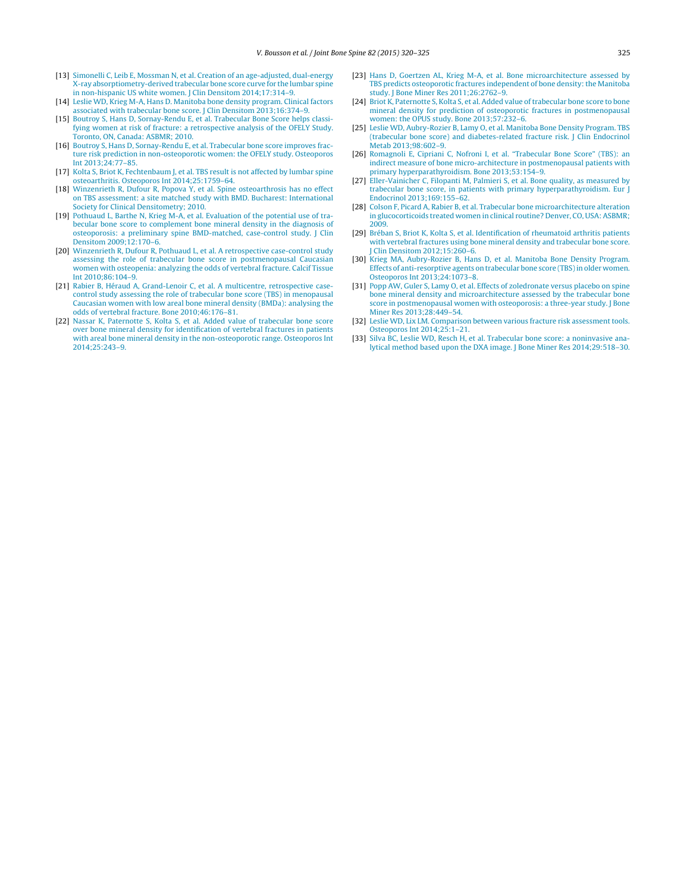[13] Simonelli C, Leib E, Mossman N, et al. Creation of an age-adjusted, dual-energy X-ray absorptiometry-derived trabecular bone score curve for the lumbar spine in non-hispanic US white women. J Clin Densitom 2014;17:314–9.

[14] Leslie WD, Krieg M-A, Hans D. Manitoba bone density program. Clinical factors associated with trabecular bone score. J Clin Densitom 2013;16:374–9.

[15] Boutroy S, Hans D, Sornay-Rendu E, et al. Trabecular Bone Score helps classifying women at risk of fracture: a retrospective analysis of the OFELY Study. Toronto, ON, Canada: ASBMR; 2010.

[16] Boutroy S, Hans D, Sornay-Rendu E, et al. Trabecular bone score improves fracture risk prediction in non-osteoporotic women: the OFELY study. Osteoporos Int 2013;24:77–85.

[17] Kolta S, Briot K, Fechtenbaum J, et al. TBS result is not affected by lumbar spine osteoarthritis. Osteoporos Int 2014;25:1759–64.

[18] Winzenrieth R, Dufour R, Popova Y, et al. Spine osteoarthrosis has no effect on TBS assessment: a site matched study with BMD. Bucharest: International Society for Clinical Densitometry; 2010.

[19] Pothuaud L, Barthe N, Krieg M-A, et al. Evaluation of the potential use of trabecular bone score to complement bone mineral density in the diagnosis of osteoporosis: a preliminary spine BMD-matched, case-control study. J Clin Densitom 2009;12:170–6.

[20] Winzenrieth R, Dufour R, Pothuaud L, et al. A retrospective case-control study assessing the role of trabecular bone score in postmenopausal Caucasian women with osteopenia: analyzing the odds of vertebral fracture. Calcif Tissue Int 2010;86:104–9.

[21] Rabier B, Héraud A, Grand-Lenoir C, et al. A multicentre, retrospective case-control study assessing the role of trabecular bone score (TBS) in menopausal Caucasian women with low areal bone mineral density (BMDa): analysing the odds of vertebral fracture. Bone 2010;46:176–81.

[22] Nassar K, Paternotte S, Kolta S, et al. Added value of trabecular bone score over bone mineral density for identification of vertebral fractures in patients with areal bone mineral density in the non-osteoporotic range. Osteoporos Int 2014;25:243–9.

[23] Hans D, Goertzen AL, Krieg M-A, et al. Bone microarchitecture assessed by TBS predicts osteoporotic fractures independent of bone density: the Manitoba study. J Bone Miner Res 2011;26:2762–9.

[24] Briot K, Paternotte S, Kolta S, et al. Added value of trabecular bone score to bone mineral density for prediction of osteoporotic fractures in postmenopausal women: the OPUS study. Bone 2013;57:232–6.

[25] Leslie WD, Aubry-Rozier B, Lamy O, et al. Manitoba Bone Density Program. TBS (trabecular bone score) and diabetes-related fracture risk. J Clin Endocrinol Metab 2013;98:602–9.

[26] Romagnoli E, Cipriani C, Nofroni I, et al. "Trabecular Bone Score" (TBS): an indirect measure of bone micro-architecture in postmenopausal patients with primary hyperparathyroidism. Bone 2013;53:154–9.

[27] Eller-Vainicher C, Filopanti M, Palmieri S, et al. Bone quality, as measured by trabecular bone score, in patients with primary hyperparathyroidism. Eur J Endocrinol 2013;169:155–62.

[28] Colson F, Picard A, Rabier B, et al. Trabecular bone microarchitecture alteration in glucocorticoids treated women in clinical routine? Denver, CO, USA: ASBMR; 2009.

[29] Bréban S, Briot K, Kolta S, et al. Identification of rheumatoid arthritis patients with vertebral fractures using bone mineral density and trabecular bone score. J Clin Densitom 2012;15:260–6.

[30] Krieg MA, Aubry-Rozier B, Hans D, et al. Manitoba Bone Density Program. Effects of anti-resorptive agents on trabecular bone score (TBS) in older women. Osteoporos Int 2013;24:1073–8.

[31] Popp AW, Guler S, Lamy O, et al. Effects of zoledronate versus placebo on spine bone mineral density and microarchitecture assessed by the trabecular bone score in postmenopausal women with osteoporosis: a three-year study. J Bone Miner Res 2013;28:449–54.

[32] Leslie WD, Lix LM. Comparison between various fracture risk assessment tools. Osteoporos Int 2014;25:1–21.

[33] Silva BC, Leslie WD, Resch H, et al. Trabecular bone score: a noninvasive analytical method based upon the DXA image. J Bone Miner Res 2014;29:518–30.